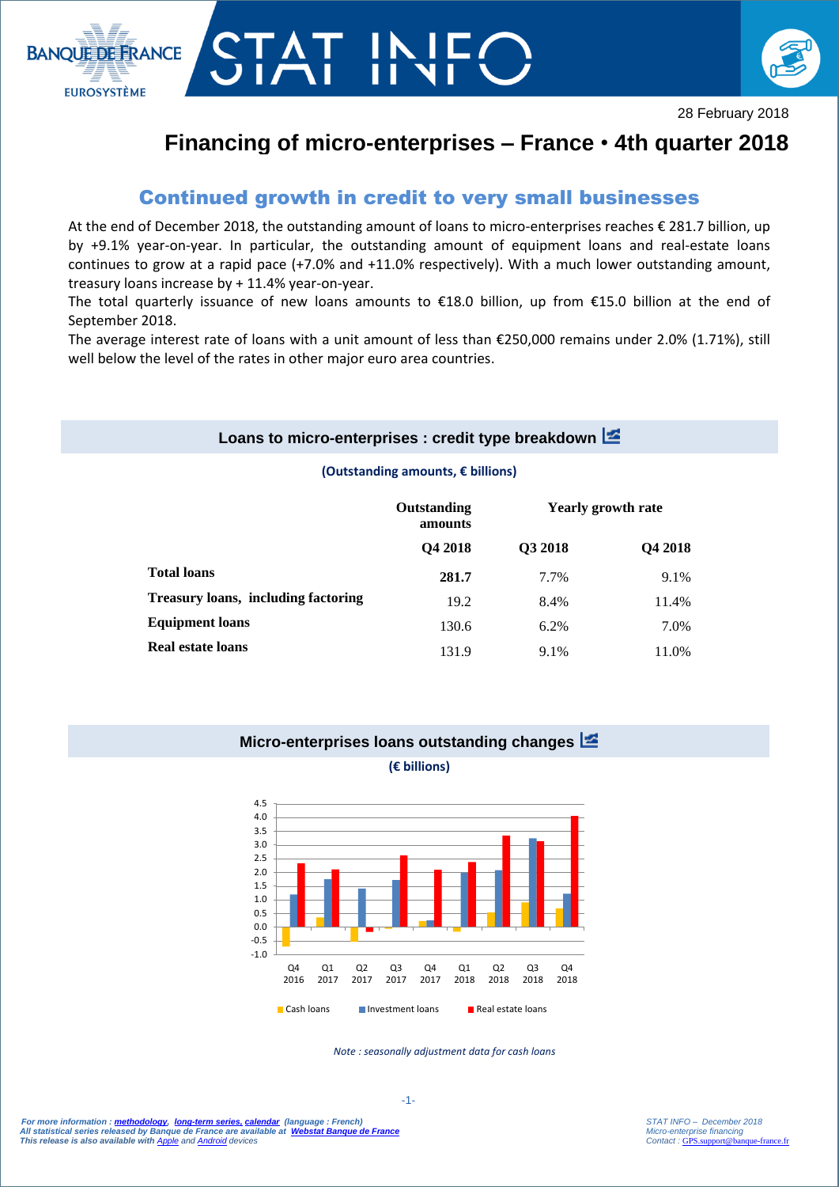BANQUE DE FRANCE
EUROSYSTÈME

# STAT INFO

28 February 2018

# Financing of micro-enterprises – France • 4th quarter 2018

## Continued growth in credit to very small businesses

At the end of December 2018, the outstanding amount of loans to micro-enterprises reaches € 281.7 billion, up by +9.1% year-on-year. In particular, the outstanding amount of equipment loans and real-estate loans continues to grow at a rapid pace (+7.0% and +11.0% respectively). With a much lower outstanding amount, treasury loans increase by + 11.4% year-on-year.

The total quarterly issuance of new loans amounts to €18.0 billion, up from €15.0 billion at the end of September 2018.

The average interest rate of loans with a unit amount of less than €250,000 remains under 2.0% (1.71%), still well below the level of the rates in other major euro area countries.

### Loans to micro-enterprises : credit type breakdown

**(Outstanding amounts, € billions)**

| | Outstanding amounts | Yearly growth rate | |
|---|---|---|---|
| | Q4 2018 | Q3 2018 | Q4 2018 |
| **Total loans** | **281.7** | 7.7% | 9.1% |
| **Treasury loans, including factoring** | 19.2 | 8.4% | 11.4% |
| **Equipment loans** | 130.6 | 6.2% | 7.0% |
| **Real estate loans** | 131.9 | 9.1% | 11.0% |

### Micro-enterprises loans outstanding changes

**(€ billions)**

*Note : seasonally adjustment data for cash loans*

*For more information : methodology, long-term series, calendar (language : French)*
*All statistical series released by Banque de France are available at Webstat Banque de France*
*This release is also available with Apple and Android devices*

*STAT INFO – December 2018*
*Micro-enterprise financing*
*Contact : GPS.support@banque-france.fr*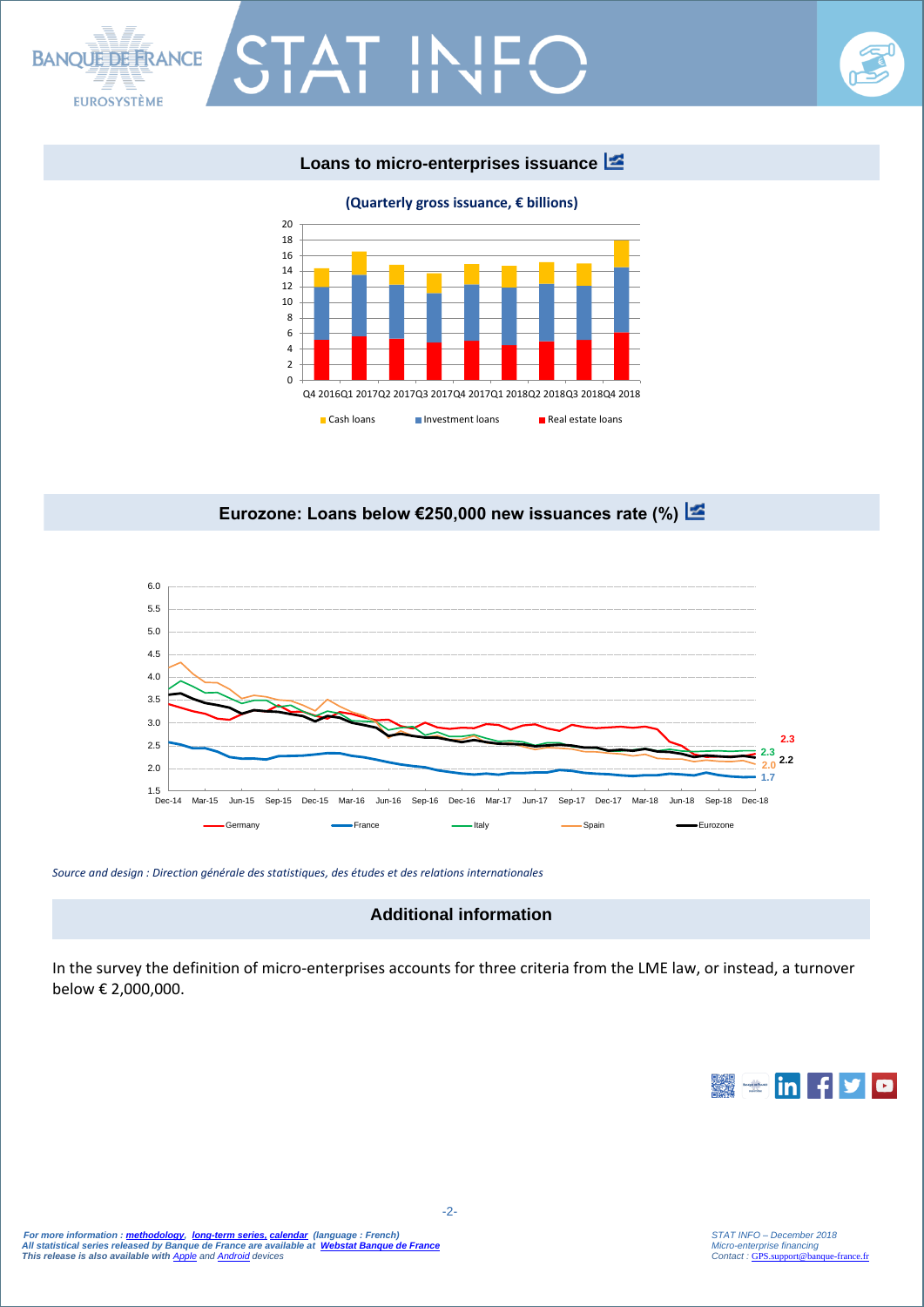## Loans to micro-enterprises issuance

**(Quarterly gross issuance, € billions)**

20
18
16
14
12
10
8
6
4
2
0

Q4 2016 Q1 2017 Q2 2017 Q3 2017 Q4 2017 Q1 2018 Q2 2018 Q3 2018 Q4 2018

Cash loans
Investment loans
Real estate loans

## Eurozone: Loans below €250,000 new issuances rate (%)

6.0
5.5
5.0
4.5
4.0
3.5
3.0
2.5
2.0
1.5

Dec-14 Mar-15 Jun-15 Sep-15 Dec-15 Mar-16 Jun-16 Sep-16 Dec-16 Mar-17 Jun-17 Sep-17 Dec-17 Mar-18 Jun-18 Sep-18 Dec-18

2.3
2.3
2.2
2.0
1.7

Germany
France
Italy
Spain
Eurozone

*Source and design : Direction générale des statistiques, des études et des relations internationales*

## Additional information

In the survey the definition of micro-enterprises accounts for three criteria from the LME law, or instead, a turnover below € 2,000,000.

***For more information : methodology, long-term series, calendar (language : French)***
***All statistical series released by Banque de France are available at Webstat Banque de France***
***This release is also available with Apple and Android devices***

*STAT INFO – December 2018*
*Micro-enterprise financing*
*Contact : GPS.support@banque-france.fr*